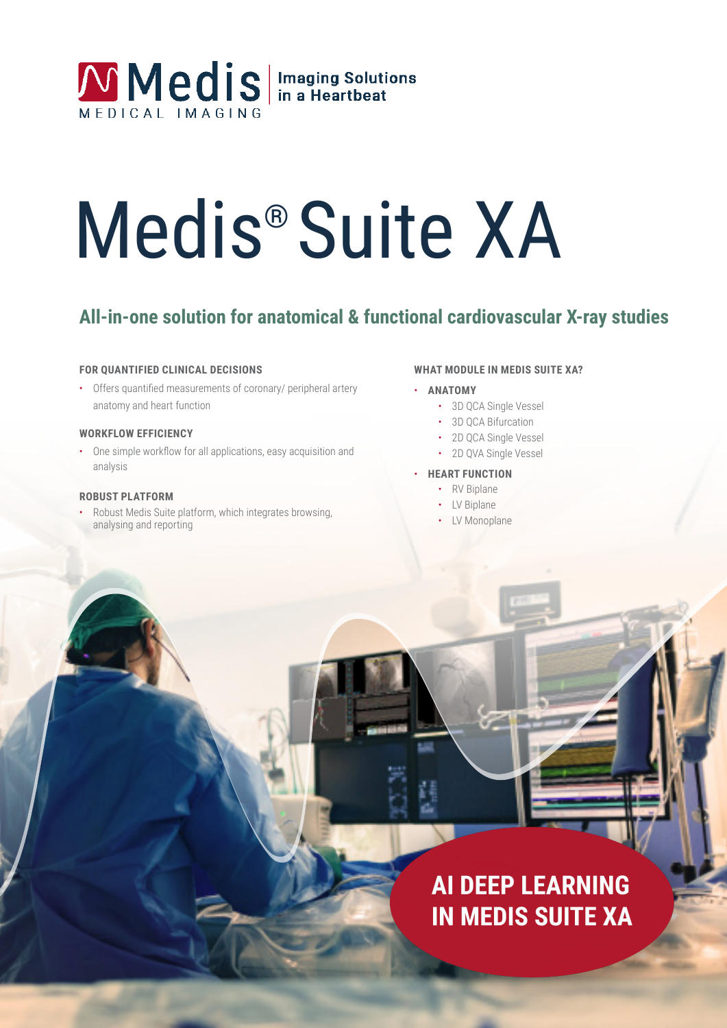Medis | Imaging Solutions in a Heartbeat

MEDICAL IMAGING

# Medis® Suite XA

## All-in-one solution for anatomical & functional cardiovascular X-ray studies

**FOR QUANTIFIED CLINICAL DECISIONS**

- Offers quantified measurements of coronary/ peripheral artery anatomy and heart function

**WORKFLOW EFFICIENCY**

- One simple workflow for all applications, easy acquisition and analysis

**ROBUST PLATFORM**

- Robust Medis Suite platform, which integrates browsing, analysing and reporting

**WHAT MODULE IN MEDIS SUITE XA?**

- **ANATOMY**
  - 3D QCA Single Vessel
  - 3D QCA Bifurcation
  - 2D QCA Single Vessel
  - 2D QVA Single Vessel
- **HEART FUNCTION**
  - RV Biplane
  - LV Biplane
  - LV Monoplane

**AI DEEP LEARNING IN MEDIS SUITE XA**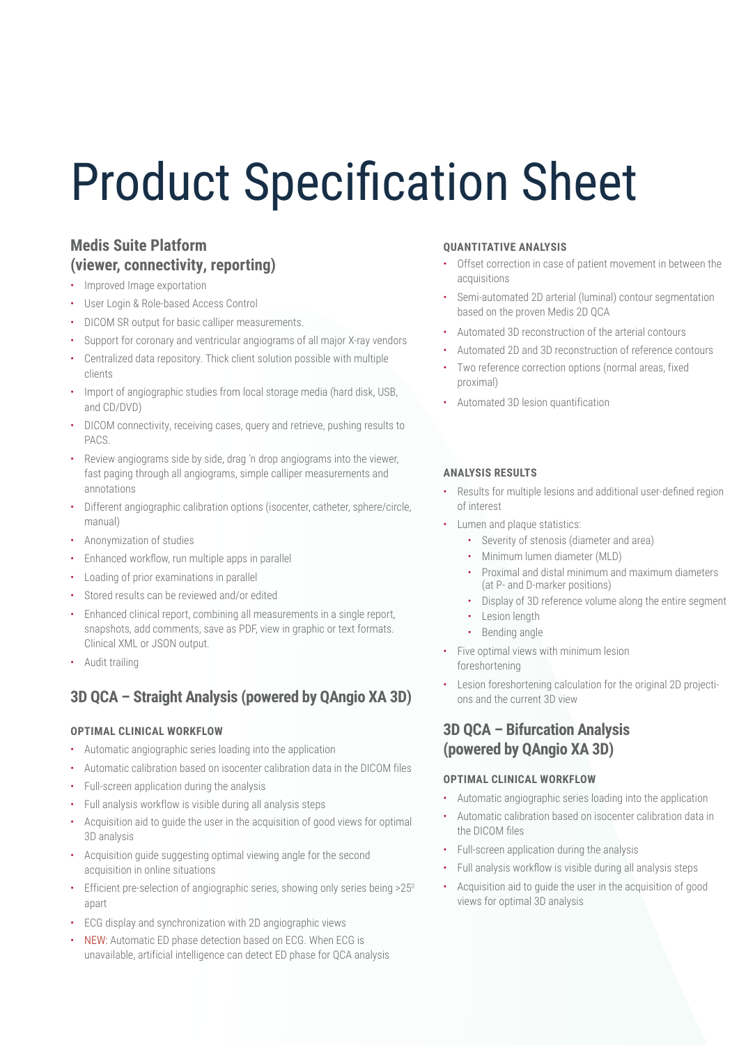# Product Specification Sheet

## Medis Suite Platform (viewer, connectivity, reporting)

- Improved Image exportation
- User Login & Role-based Access Control
- DICOM SR output for basic calliper measurements.
- Support for coronary and ventricular angiograms of all major X-ray vendors
- Centralized data repository. Thick client solution possible with multiple clients
- Import of angiographic studies from local storage media (hard disk, USB, and CD/DVD)
- DICOM connectivity, receiving cases, query and retrieve, pushing results to PACS.
- Review angiograms side by side, drag 'n drop angiograms into the viewer, fast paging through all angiograms, simple calliper measurements and annotations
- Different angiographic calibration options (isocenter, catheter, sphere/circle, manual)
- Anonymization of studies
- Enhanced workflow, run multiple apps in parallel
- Loading of prior examinations in parallel
- Stored results can be reviewed and/or edited
- Enhanced clinical report, combining all measurements in a single report, snapshots, add comments, save as PDF, view in graphic or text formats. Clinical XML or JSON output.
- Audit trailing

## 3D QCA – Straight Analysis (powered by QAngio XA 3D)

### OPTIMAL CLINICAL WORKFLOW

- Automatic angiographic series loading into the application
- Automatic calibration based on isocenter calibration data in the DICOM files
- Full-screen application during the analysis
- Full analysis workflow is visible during all analysis steps
- Acquisition aid to guide the user in the acquisition of good views for optimal 3D analysis
- Acquisition guide suggesting optimal viewing angle for the second acquisition in online situations
- Efficient pre-selection of angiographic series, showing only series being >25⁰ apart
- ECG display and synchronization with 2D angiographic views
- NEW: Automatic ED phase detection based on ECG. When ECG is unavailable, artificial intelligence can detect ED phase for QCA analysis

### QUANTITATIVE ANALYSIS

- Offset correction in case of patient movement in between the acquisitions
- Semi-automated 2D arterial (luminal) contour segmentation based on the proven Medis 2D QCA
- Automated 3D reconstruction of the arterial contours
- Automated 2D and 3D reconstruction of reference contours
- Two reference correction options (normal areas, fixed proximal)
- Automated 3D lesion quantification

### ANALYSIS RESULTS

- Results for multiple lesions and additional user-defined region of interest
- Lumen and plaque statistics:
    - Severity of stenosis (diameter and area)
    - Minimum lumen diameter (MLD)
    - Proximal and distal minimum and maximum diameters (at P- and D-marker positions)
    - Display of 3D reference volume along the entire segment
    - Lesion length
    - Bending angle
- Five optimal views with minimum lesion foreshortening
- Lesion foreshortening calculation for the original 2D projections and the current 3D view

## 3D QCA – Bifurcation Analysis (powered by QAngio XA 3D)

### OPTIMAL CLINICAL WORKFLOW

- Automatic angiographic series loading into the application
- Automatic calibration based on isocenter calibration data in the DICOM files
- Full-screen application during the analysis
- Full analysis workflow is visible during all analysis steps
- Acquisition aid to guide the user in the acquisition of good views for optimal 3D analysis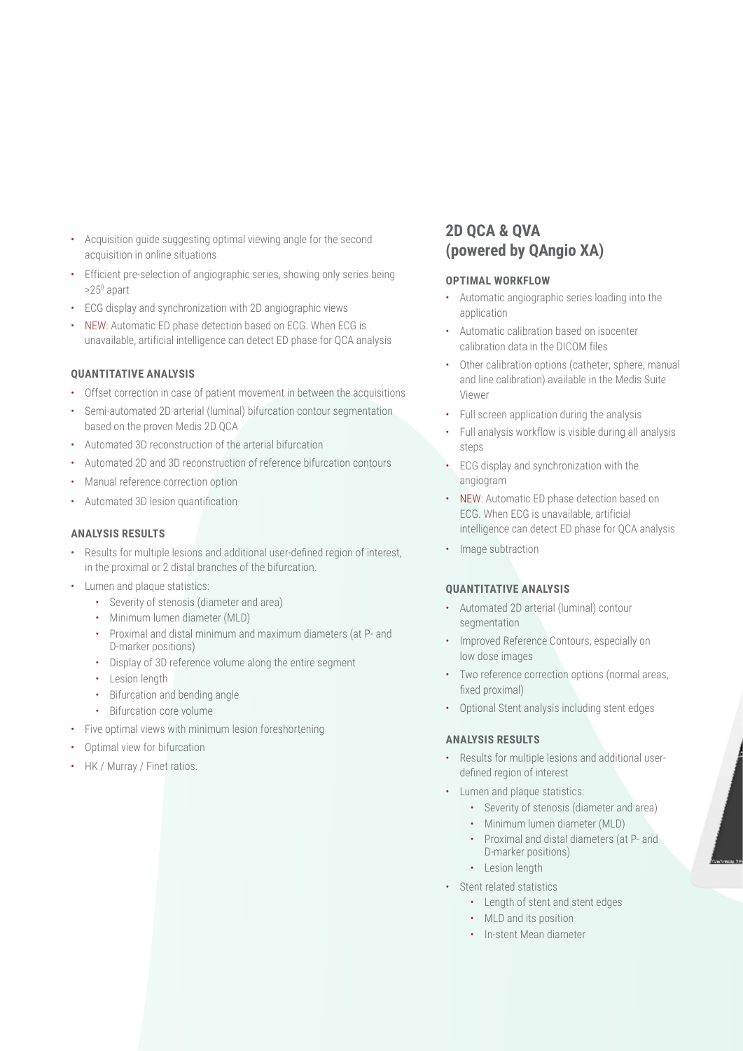- Acquisition guide suggesting optimal viewing angle for the second acquisition in online situations
- Efficient pre-selection of angiographic series, showing only series being >25$^{0}$ apart
- ECG display and synchronization with 2D angiographic views
- NEW: Automatic ED phase detection based on ECG. When ECG is unavailable, artificial intelligence can detect ED phase for QCA analysis

### QUANTITATIVE ANALYSIS

- Offset correction in case of patient movement in between the acquisitions
- Semi-automated 2D arterial (luminal) bifurcation contour segmentation based on the proven Medis 2D QCA
- Automated 3D reconstruction of the arterial bifurcation
- Automated 2D and 3D reconstruction of reference bifurcation contours
- Manual reference correction option
- Automated 3D lesion quantification

### ANALYSIS RESULTS

- Results for multiple lesions and additional user-defined region of interest, in the proximal or 2 distal branches of the bifurcation.
- Lumen and plaque statistics:
  - Severity of stenosis (diameter and area)
  - Minimum lumen diameter (MLD)
  - Proximal and distal minimum and maximum diameters (at P- and D-marker positions)
  - Display of 3D reference volume along the entire segment
  - Lesion length
  - Bifurcation and bending angle
  - Bifurcation core volume
- Five optimal views with minimum lesion foreshortening
- Optimal view for bifurcation
- HK / Murray / Finet ratios.

## 2D QCA & QVA (powered by QAngio XA)

### OPTIMAL WORKFLOW

- Automatic angiographic series loading into the application
- Automatic calibration based on isocenter calibration data in the DICOM files
- Other calibration options (catheter, sphere, manual and line calibration) available in the Medis Suite Viewer
- Full screen application during the analysis
- Full analysis workflow is visible during all analysis steps
- ECG display and synchronization with the angiogram
- NEW: Automatic ED phase detection based on ECG. When ECG is unavailable, artificial intelligence can detect ED phase for QCA analysis
- Image subtraction

### QUANTITATIVE ANALYSIS

- Automated 2D arterial (luminal) contour segmentation
- Improved Reference Contours, especially on low dose images
- Two reference correction options (normal areas, fixed proximal)
- Optional Stent analysis including stent edges

### ANALYSIS RESULTS

- Results for multiple lesions and additional user-defined region of interest
- Lumen and plaque statistics:
  - Severity of stenosis (diameter and area)
  - Minimum lumen diameter (MLD)
  - Proximal and distal diameters (at P- and D-marker positions)
  - Lesion length
- Stent related statistics
  - Length of stent and stent edges
  - MLD and its position
  - In-stent Mean diameter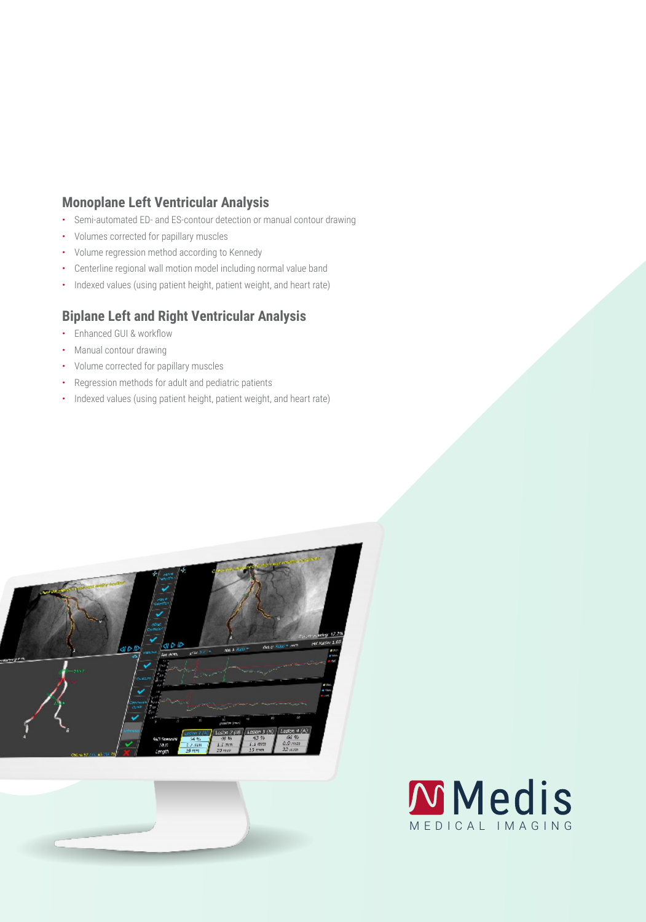## Monoplane Left Ventricular Analysis

- Semi-automated ED- and ES-contour detection or manual contour drawing
- Volumes corrected for papillary muscles
- Volume regression method according to Kennedy
- Centerline regional wall motion model including normal value band
- Indexed values (using patient height, patient weight, and heart rate)

## Biplane Left and Right Ventricular Analysis

- Enhanced GUI & workflow
- Manual contour drawing
- Volume corrected for papillary muscles
- Regression methods for adult and pediatric patients
- Indexed values (using patient height, patient weight, and heart rate)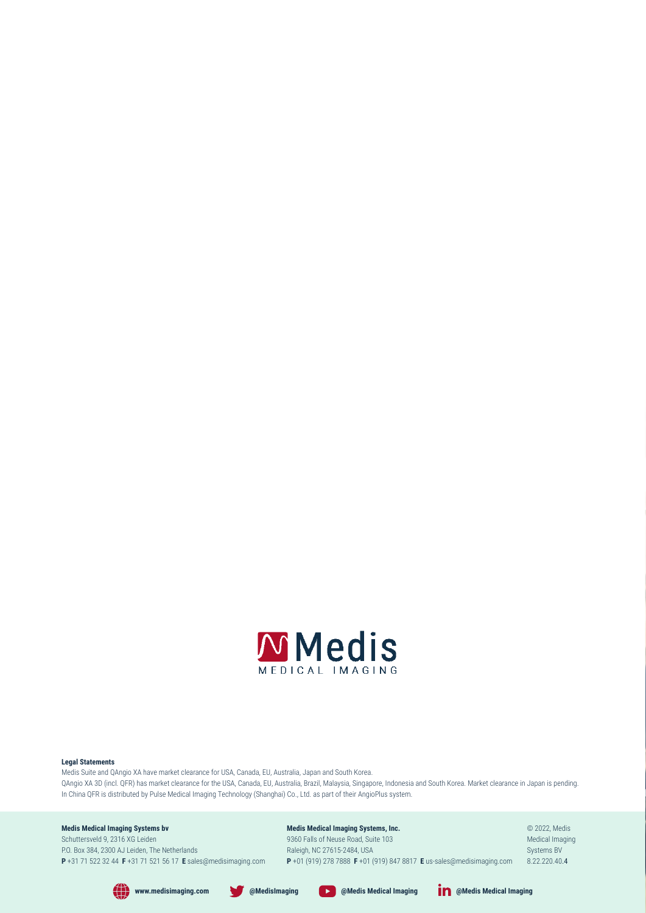Medis
MEDICAL IMAGING

**Legal Statements**

Medis Suite and QAngio XA have market clearance for USA, Canada, EU, Australia, Japan and South Korea.
QAngio XA 3D (incl. QFR) has market clearance for the USA, Canada, EU, Australia, Brazil, Malaysia, Singapore, Indonesia and South Korea. Market clearance in Japan is pending.
In China QFR is distributed by Pulse Medical Imaging Technology (Shanghai) Co., Ltd. as part of their AngioPlus system.

**Medis Medical Imaging Systems bv**
Schuttersveld 9, 2316 XG Leiden
P.O. Box 384, 2300 AJ Leiden, The Netherlands
**P** +31 71 522 32 44 **F** +31 71 521 56 17 **E** sales@medisimaging.com

**Medis Medical Imaging Systems, Inc.**
9360 Falls of Neuse Road, Suite 103
Raleigh, NC 27615-2484, USA
**P** +01 (919) 278 7888 **F** +01 (919) 847 8817 **E** us-sales@medisimaging.com

© 2022, Medis Medical Imaging Systems BV
8.22.220.40.4

**www.medisimaging.com** **@MedisImaging** **@Medis Medical Imaging** **@Medis Medical Imaging**